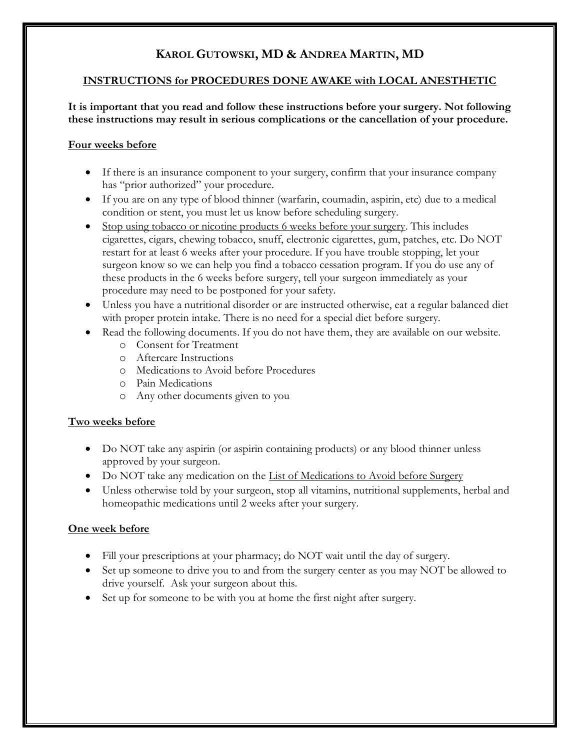# KAROL GUTOWSKI, MD & ANDREA MARTIN, MD

## INSTRUCTIONS for PROCEDURES DONE AWAKE with LOCAL ANESTHETIC

**It is important that you read and follow these instructions before your surgery. Not following these instructions may result in serious complications or the cancellation of your procedure.**

### Four weeks before

- If there is an insurance component to your surgery, confirm that your insurance company has "prior authorized" your procedure.
- If you are on any type of blood thinner (warfarin, coumadin, aspirin, etc) due to a medical condition or stent, you must let us know before scheduling surgery.
- Stop using tobacco or nicotine products 6 weeks before your surgery. This includes cigarettes, cigars, chewing tobacco, snuff, electronic cigarettes, gum, patches, etc. Do NOT restart for at least 6 weeks after your procedure. If you have trouble stopping, let your surgeon know so we can help you find a tobacco cessation program. If you do use any of these products in the 6 weeks before surgery, tell your surgeon immediately as your procedure may need to be postponed for your safety.
- Unless you have a nutritional disorder or are instructed otherwise, eat a regular balanced diet with proper protein intake. There is no need for a special diet before surgery.
- Read the following documents. If you do not have them, they are available on our website.
  - Consent for Treatment
  - Aftercare Instructions
  - Medications to Avoid before Procedures
  - Pain Medications
  - Any other documents given to you

### Two weeks before

- Do NOT take any aspirin (or aspirin containing products) or any blood thinner unless approved by your surgeon.
- Do NOT take any medication on the List of Medications to Avoid before Surgery
- Unless otherwise told by your surgeon, stop all vitamins, nutritional supplements, herbal and homeopathic medications until 2 weeks after your surgery.

### One week before

- Fill your prescriptions at your pharmacy; do NOT wait until the day of surgery.
- Set up someone to drive you to and from the surgery center as you may NOT be allowed to drive yourself. Ask your surgeon about this.
- Set up for someone to be with you at home the first night after surgery.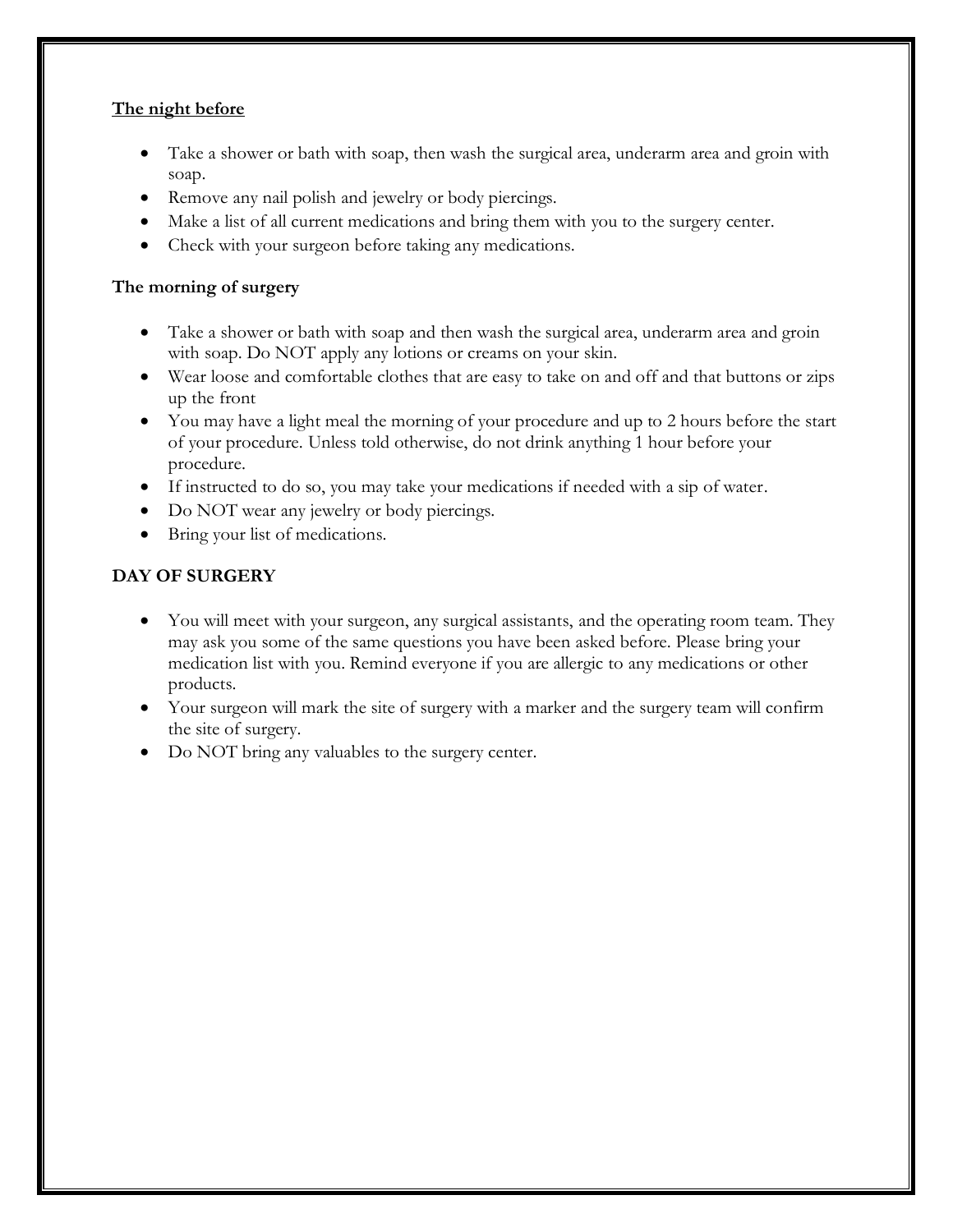**The night before**

- Take a shower or bath with soap, then wash the surgical area, underarm area and groin with soap.
- Remove any nail polish and jewelry or body piercings.
- Make a list of all current medications and bring them with you to the surgery center.
- Check with your surgeon before taking any medications.

**The morning of surgery**

- Take a shower or bath with soap and then wash the surgical area, underarm area and groin with soap. Do NOT apply any lotions or creams on your skin.
- Wear loose and comfortable clothes that are easy to take on and off and that buttons or zips up the front
- You may have a light meal the morning of your procedure and up to 2 hours before the start of your procedure. Unless told otherwise, do not drink anything 1 hour before your procedure.
- If instructed to do so, you may take your medications if needed with a sip of water.
- Do NOT wear any jewelry or body piercings.
- Bring your list of medications.

**DAY OF SURGERY**

- You will meet with your surgeon, any surgical assistants, and the operating room team. They may ask you some of the same questions you have been asked before. Please bring your medication list with you. Remind everyone if you are allergic to any medications or other products.
- Your surgeon will mark the site of surgery with a marker and the surgery team will confirm the site of surgery.
- Do NOT bring any valuables to the surgery center.